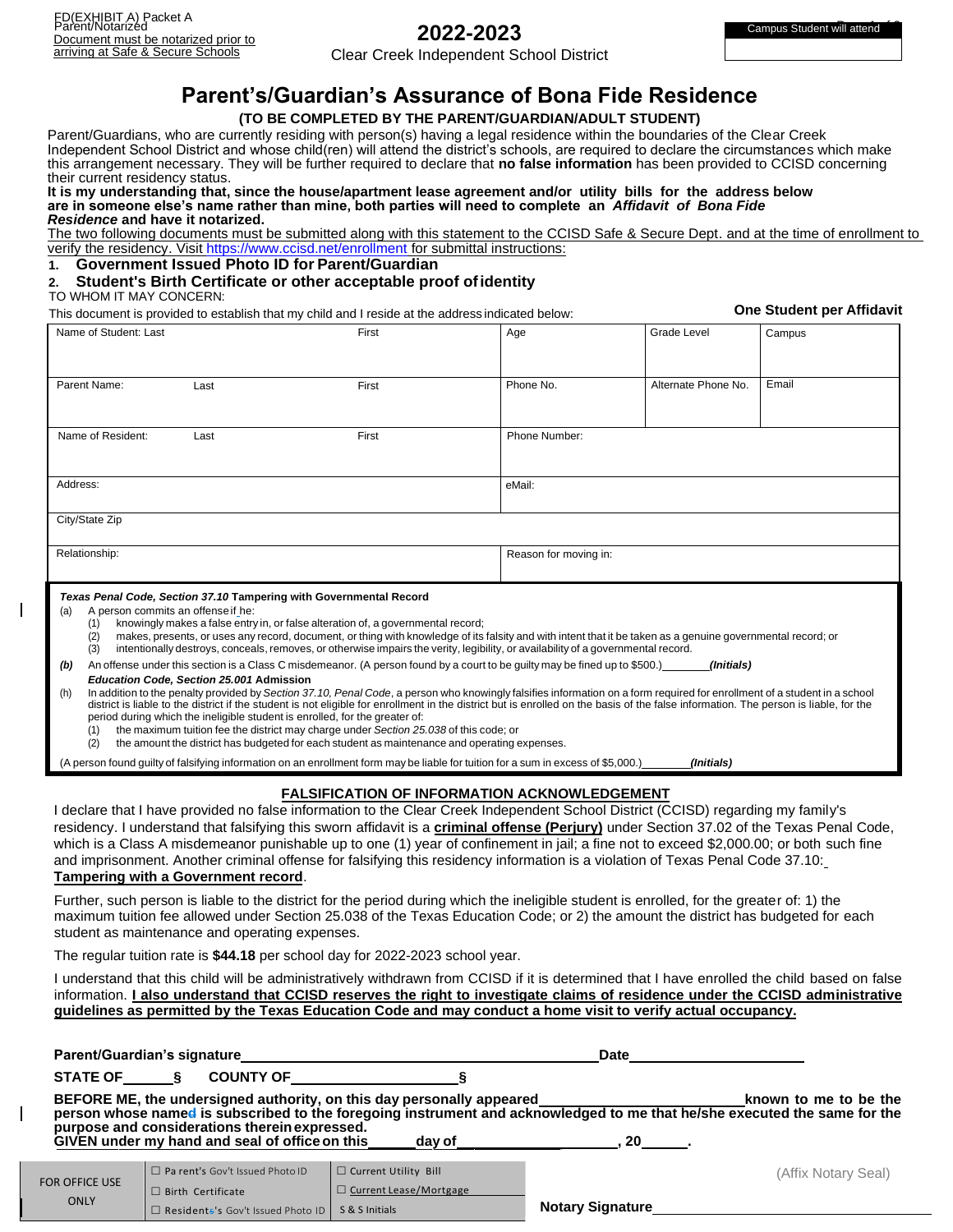FD(EXHIBIT A) Packet A
Parent/Notarized
Document must be notarized prior to arriving at Safe & Secure Schools

**2022-2023**

Clear Creek Independent School District

| Campus Student will attend |
|---|
| |

# Parent's/Guardian's Assurance of Bona Fide Residence

**(TO BE COMPLETED BY THE PARENT/GUARDIAN/ADULT STUDENT)**

Parent/Guardians, who are currently residing with person(s) having a legal residence within the boundaries of the Clear Creek Independent School District and whose child(ren) will attend the district's schools, are required to declare the circumstances which make this arrangement necessary. They will be further required to declare that **no false information** has been provided to CCISD concerning their current residency status.

**It is my understanding that, since the house/apartment lease agreement and/or utility bills for the address below are in someone else's name rather than mine, both parties will need to complete an *Affidavit of Bona Fide Residence* and have it notarized.**

The two following documents must be submitted along with this statement to the CCISD Safe & Secure Dept. and at the time of enrollment to verify the residency. Visit https://www.ccisd.net/enrollment for submittal instructions:

1. **Government Issued Photo ID for Parent/Guardian**
2. **Student's Birth Certificate or other acceptable proof of identity**

TO WHOM IT MAY CONCERN:

This document is provided to establish that my child and I reside at the address indicated below: **One Student per Affidavit**

| Name of Student: Last | First | Age | Grade Level | Campus |
|---|---|---|---|---|
| | | | | |
| Parent Name: Last | First | Phone No. | Alternate Phone No. | Email |
| | | | | |
| Name of Resident: Last | First | Phone Number: | | |
| | | | | |
| Address: | | eMail: | | |
| City/State Zip | | | | |
| Relationship: | | Reason for moving in: | | |

***Texas Penal Code, Section 37.10* Tampering with Governmental Record**

(a) A person commits an offense if he:
   (1) knowingly makes a false entry in, or false alteration of, a governmental record;
   (2) makes, presents, or uses any record, document, or thing with knowledge of its falsity and with intent that it be taken as a genuine governmental record; or
   (3) intentionally destroys, conceals, removes, or otherwise impairs the verity, legibility, or availability of a governmental record.

***(b)*** An offense under this section is a Class C misdemeanor. (A person found by a court to be guilty may be fined up to $500.) ________ ***(Initials)***

***Education Code, Section 25.001* Admission**

(h) In addition to the penalty provided by *Section 37.10, Penal Code*, a person who knowingly falsifies information on a form required for enrollment of a student in a school district is liable to the district if the student is not eligible for enrollment in the district but is enrolled on the basis of the false information. The person is liable, for the period during which the ineligible student is enrolled, for the greater of:
   (1) the maximum tuition fee the district may charge under *Section 25.038* of this code; or
   (2) the amount the district has budgeted for each student as maintenance and operating expenses.

(A person found guilty of falsifying information on an enrollment form may be liable for tuition for a sum in excess of $5,000.) ________ ***(Initials)***

## FALSIFICATION OF INFORMATION ACKNOWLEDGEMENT

I declare that I have provided no false information to the Clear Creek Independent School District (CCISD) regarding my family's residency. I understand that falsifying this sworn affidavit is a **criminal offense (Perjury)** under Section 37.02 of the Texas Penal Code, which is a Class A misdemeanor punishable up to one (1) year of confinement in jail; a fine not to exceed $2,000.00; or both such fine and imprisonment. Another criminal offense for falsifying this residency information is a violation of Texas Penal Code 37.10: **Tampering with a Government record**.

Further, such person is liable to the district for the period during which the ineligible student is enrolled, for the greater of: 1) the maximum tuition fee allowed under Section 25.038 of the Texas Education Code; or 2) the amount the district has budgeted for each student as maintenance and operating expenses.

The regular tuition rate is **$44.18** per school day for 2022-2023 school year.

I understand that this child will be administratively withdrawn from CCISD if it is determined that I have enrolled the child based on false information. **I also understand that CCISD reserves the right to investigate claims of residence under the CCISD administrative guidelines as permitted by the Texas Education Code and may conduct a home visit to verify actual occupancy.**

**Parent/Guardian's signature**________________________________ **Date**________________

**STATE OF** ______ **§** **COUNTY OF** ________________ **§**

**BEFORE ME, the undersigned authority, on this day personally appeared** ________________ **known to me to be the person whose named is subscribed to the foregoing instrument and acknowledged to me that he/she executed the same for the purpose and considerations therein expressed.**
**GIVEN under my hand and seal of office on this** ______ **day of** ________________, **20** ______.

| FOR OFFICE USE ONLY | ☐ Parent's Gov't Issued Photo ID | ☐ Current Utility Bill |
|---|---|---|
| | ☐ Birth Certificate | ☐ Current Lease/Mortgage |
| | ☐ Resident's Gov't Issued Photo ID | S & S Initials |

(Affix Notary Seal)

**Notary Signature**________________________________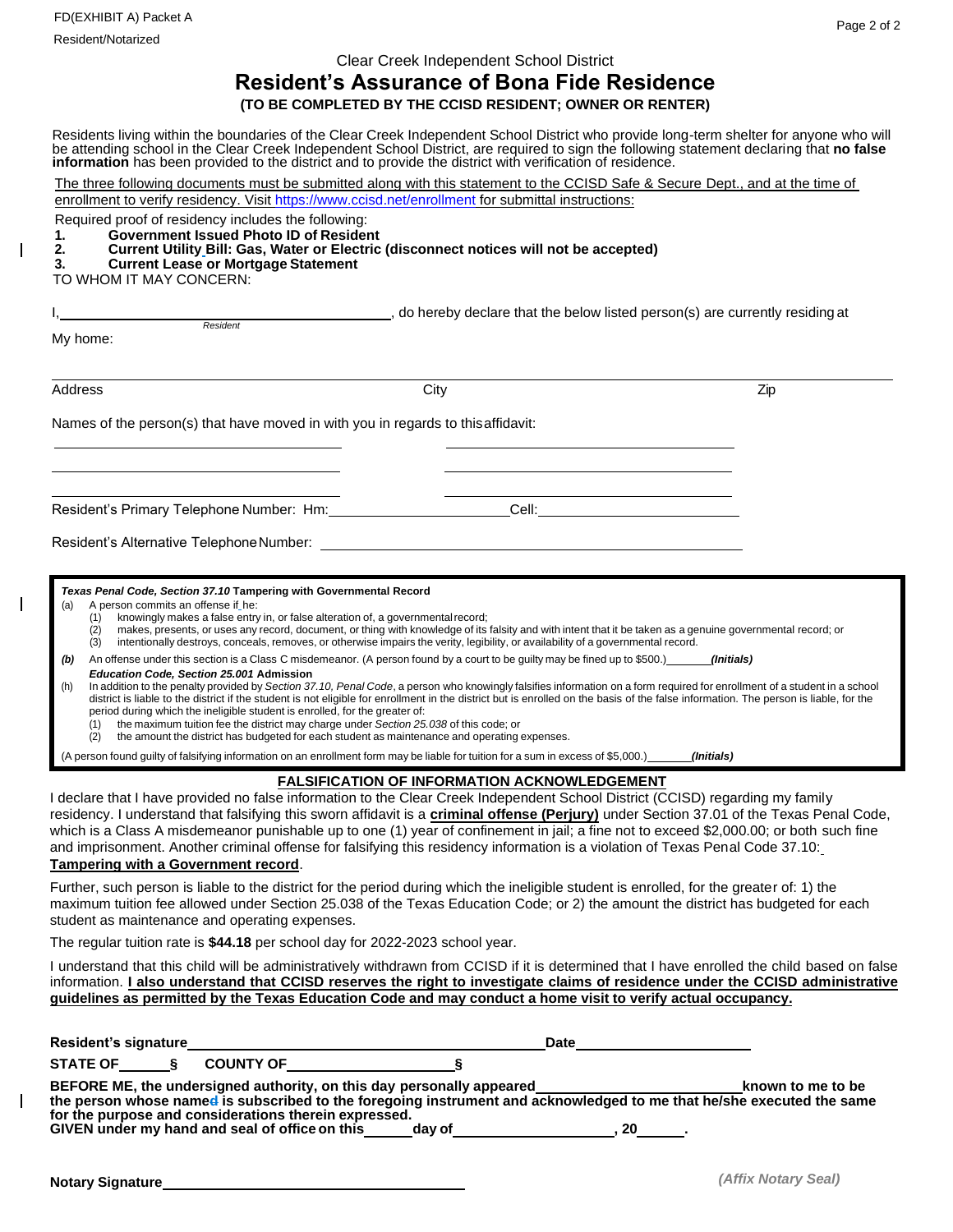FD(EXHIBIT A) Packet A

Resident/Notarized

Clear Creek Independent School District

# Resident's Assurance of Bona Fide Residence

**(TO BE COMPLETED BY THE CCISD RESIDENT; OWNER OR RENTER)**

Residents living within the boundaries of the Clear Creek Independent School District who provide long-term shelter for anyone who will be attending school in the Clear Creek Independent School District, are required to sign the following statement declaring that **no false information** has been provided to the district and to provide the district with verification of residence.

The three following documents must be submitted along with this statement to the CCISD Safe & Secure Dept., and at the time of enrollment to verify residency. Visit https://www.ccisd.net/enrollment for submittal instructions:

Required proof of residency includes the following:

1. **Government Issued Photo ID of Resident**
2. **Current Utility Bill: Gas, Water or Electric (disconnect notices will not be accepted)**
3. **Current Lease or Mortgage Statement**

TO WHOM IT MAY CONCERN:

I, ______________________________ (*Resident*), do hereby declare that the below listed person(s) are currently residing at

My home:

______________________________

Address ______________ City ______________ Zip ______________

Names of the person(s) that have moved in with you in regards to this affidavit:

______________________________ ______________________________

______________________________ ______________________________

______________________________ ______________________________

Resident's Primary Telephone Number: Hm: ______________ Cell: ______________

Resident's Alternative Telephone Number: ______________________________

***Texas Penal Code, Section 37.10*** **Tampering with Governmental Record**

(a) A person commits an offense if he:
   (1) knowingly makes a false entry in, or false alteration of, a governmental record;
   (2) makes, presents, or uses any record, document, or thing with knowledge of its falsity and with intent that it be taken as a genuine governmental record; or
   (3) intentionally destroys, conceals, removes, or otherwise impairs the verity, legibility, or availability of a governmental record.

***(b)*** An offense under this section is a Class C misdemeanor. (A person found by a court to be guilty may be fined up to $500.) ______ ***(Initials)***

***Education Code, Section 25.001*** **Admission**

(h) In addition to the penalty provided by *Section 37.10, Penal Code*, a person who knowingly falsifies information on a form required for enrollment of a student in a school district is liable to the district if the student is not eligible for enrollment in the district but is enrolled on the basis of the false information. The person is liable, for the period during which the ineligible student is enrolled, for the greater of:
   (1) the maximum tuition fee the district may charge under *Section 25.038* of this code; or
   (2) the amount the district has budgeted for each student as maintenance and operating expenses.

(A person found guilty of falsifying information on an enrollment form may be liable for tuition for a sum in excess of $5,000.) ______ ***(Initials)***

## FALSIFICATION OF INFORMATION ACKNOWLEDGEMENT

I declare that I have provided no false information to the Clear Creek Independent School District (CCISD) regarding my family residency. I understand that falsifying this sworn affidavit is a **criminal offense (Perjury)** under Section 37.01 of the Texas Penal Code, which is a Class A misdemeanor punishable up to one (1) year of confinement in jail; a fine not to exceed $2,000.00; or both such fine and imprisonment. Another criminal offense for falsifying this residency information is a violation of Texas Penal Code 37.10: **Tampering with a Government record**.

Further, such person is liable to the district for the period during which the ineligible student is enrolled, for the greater of: 1) the maximum tuition fee allowed under Section 25.038 of the Texas Education Code; or 2) the amount the district has budgeted for each student as maintenance and operating expenses.

The regular tuition rate is **$44.18** per school day for 2022-2023 school year.

I understand that this child will be administratively withdrawn from CCISD if it is determined that I have enrolled the child based on false information. **I also understand that CCISD reserves the right to investigate claims of residence under the CCISD administrative guidelines as permitted by the Texas Education Code and may conduct a home visit to verify actual occupancy.**

**Resident's signature** ______________________________ **Date** ______________

**STATE OF** ______ **§** **COUNTY OF** ______________ **§**

**BEFORE ME, the undersigned authority, on this day personally appeared ______________ known to me to be the person whose name is subscribed to the foregoing instrument and acknowledged to me that he/she executed the same for the purpose and considerations therein expressed.**

**GIVEN under my hand and seal of office on this ______ day of ______________, 20______.**

**Notary Signature** ______________________________

***(Affix Notary Seal)***